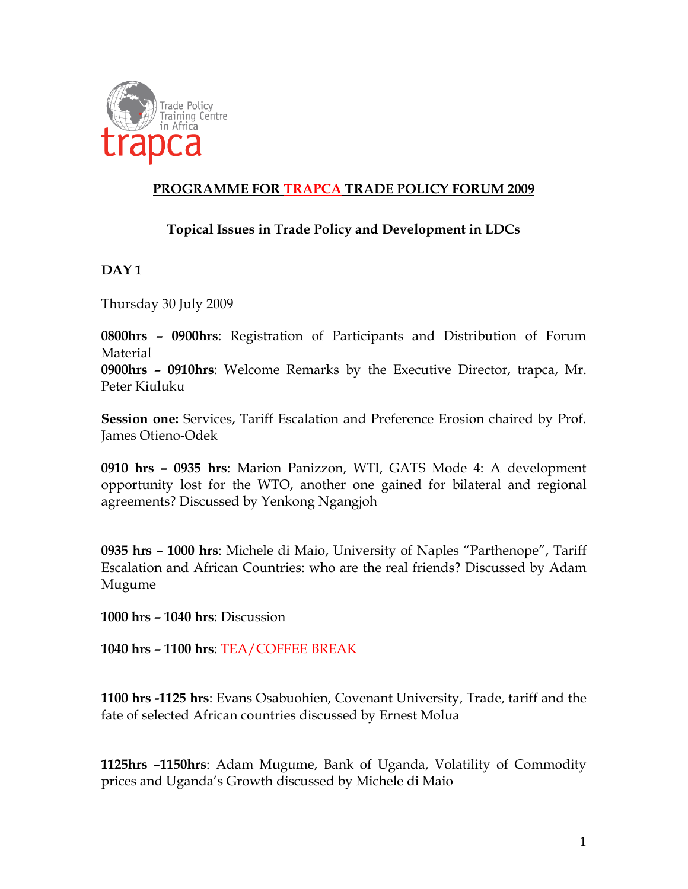# PROGRAMME FOR TRAPCA TRADE POLICY FORUM 2009

## Topical Issues in Trade Policy and Development in LDCs

**DAY 1**

Thursday 30 July 2009

**0800hrs – 0900hrs**: Registration of Participants and Distribution of Forum Material
**0900hrs – 0910hrs**: Welcome Remarks by the Executive Director, trapca, Mr. Peter Kiuluku

**Session one:** Services, Tariff Escalation and Preference Erosion chaired by Prof. James Otieno-Odek

**0910 hrs – 0935 hrs**: Marion Panizzon, WTI, GATS Mode 4: A development opportunity lost for the WTO, another one gained for bilateral and regional agreements? Discussed by Yenkong Ngangjoh

**0935 hrs – 1000 hrs**: Michele di Maio, University of Naples "Parthenope", Tariff Escalation and African Countries: who are the real friends? Discussed by Adam Mugume

**1000 hrs – 1040 hrs**: Discussion

**1040 hrs – 1100 hrs**: TEA/COFFEE BREAK

**1100 hrs -1125 hrs**: Evans Osabuohien, Covenant University, Trade, tariff and the fate of selected African countries discussed by Ernest Molua

**1125hrs –1150hrs**: Adam Mugume, Bank of Uganda, Volatility of Commodity prices and Uganda's Growth discussed by Michele di Maio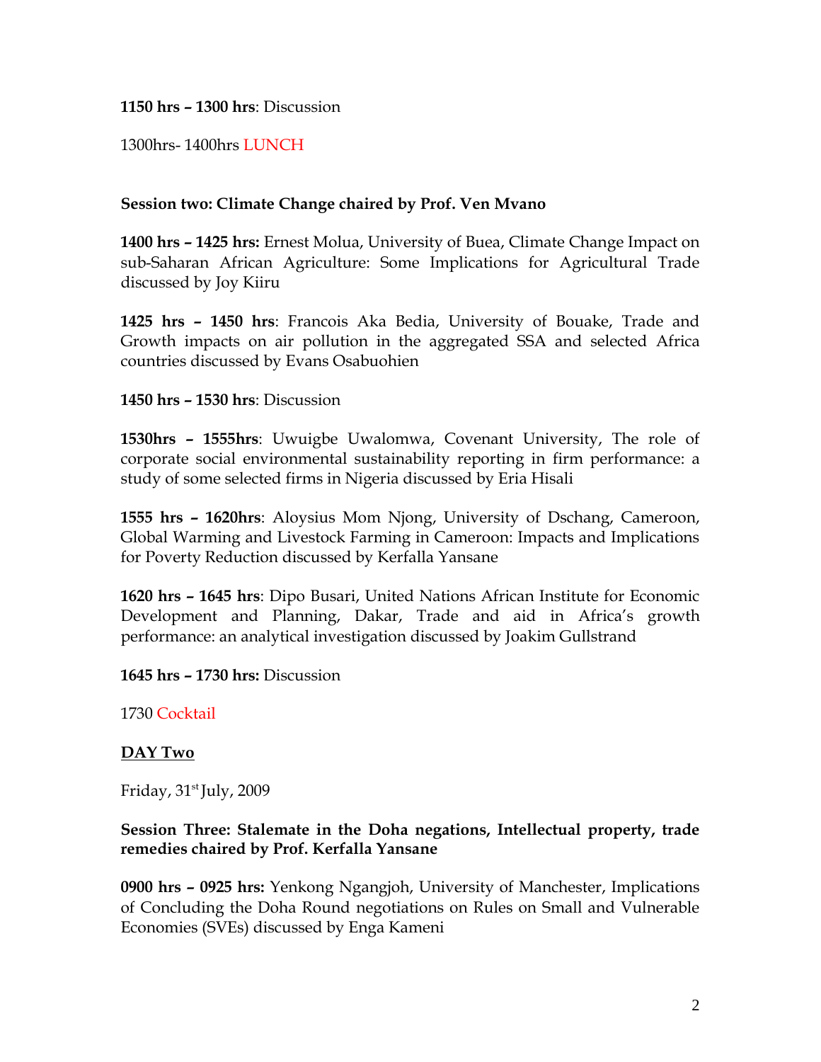**1150 hrs – 1300 hrs**: Discussion

1300hrs- 1400hrs LUNCH

**Session two: Climate Change chaired by Prof. Ven Mvano**

**1400 hrs – 1425 hrs:** Ernest Molua, University of Buea, Climate Change Impact on sub-Saharan African Agriculture: Some Implications for Agricultural Trade discussed by Joy Kiiru

**1425 hrs – 1450 hrs**: Francois Aka Bedia, University of Bouake, Trade and Growth impacts on air pollution in the aggregated SSA and selected Africa countries discussed by Evans Osabuohien

**1450 hrs – 1530 hrs**: Discussion

**1530hrs – 1555hrs**: Uwuigbe Uwalomwa, Covenant University, The role of corporate social environmental sustainability reporting in firm performance: a study of some selected firms in Nigeria discussed by Eria Hisali

**1555 hrs – 1620hrs**: Aloysius Mom Njong, University of Dschang, Cameroon, Global Warming and Livestock Farming in Cameroon: Impacts and Implications for Poverty Reduction discussed by Kerfalla Yansane

**1620 hrs – 1645 hrs**: Dipo Busari, United Nations African Institute for Economic Development and Planning, Dakar, Trade and aid in Africa's growth performance: an analytical investigation discussed by Joakim Gullstrand

**1645 hrs – 1730 hrs:** Discussion

1730 Cocktail

## DAY Two

Friday, 31st July, 2009

**Session Three: Stalemate in the Doha negations, Intellectual property, trade remedies chaired by Prof. Kerfalla Yansane**

**0900 hrs – 0925 hrs:** Yenkong Ngangjoh, University of Manchester, Implications of Concluding the Doha Round negotiations on Rules on Small and Vulnerable Economies (SVEs) discussed by Enga Kameni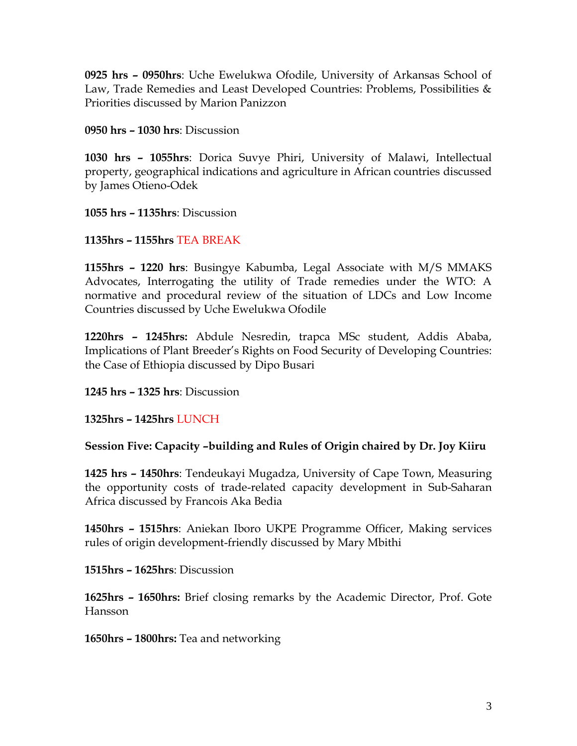**0925 hrs – 0950hrs**: Uche Ewelukwa Ofodile, University of Arkansas School of Law, Trade Remedies and Least Developed Countries: Problems, Possibilities & Priorities discussed by Marion Panizzon

**0950 hrs – 1030 hrs**: Discussion

**1030 hrs – 1055hrs**: Dorica Suvye Phiri, University of Malawi, Intellectual property, geographical indications and agriculture in African countries discussed by James Otieno-Odek

**1055 hrs – 1135hrs**: Discussion

**1135hrs – 1155hrs** TEA BREAK

**1155hrs – 1220 hrs**: Busingye Kabumba, Legal Associate with M/S MMAKS Advocates, Interrogating the utility of Trade remedies under the WTO: A normative and procedural review of the situation of LDCs and Low Income Countries discussed by Uche Ewelukwa Ofodile

**1220hrs – 1245hrs:** Abdule Nesredin, trapca MSc student, Addis Ababa, Implications of Plant Breeder's Rights on Food Security of Developing Countries: the Case of Ethiopia discussed by Dipo Busari

**1245 hrs – 1325 hrs**: Discussion

**1325hrs – 1425hrs** LUNCH

**Session Five: Capacity –building and Rules of Origin chaired by Dr. Joy Kiiru**

**1425 hrs – 1450hrs**: Tendeukayi Mugadza, University of Cape Town, Measuring the opportunity costs of trade-related capacity development in Sub-Saharan Africa discussed by Francois Aka Bedia

**1450hrs – 1515hrs**: Aniekan Iboro UKPE Programme Officer, Making services rules of origin development-friendly discussed by Mary Mbithi

**1515hrs – 1625hrs**: Discussion

**1625hrs – 1650hrs:** Brief closing remarks by the Academic Director, Prof. Gote Hansson

**1650hrs – 1800hrs:** Tea and networking